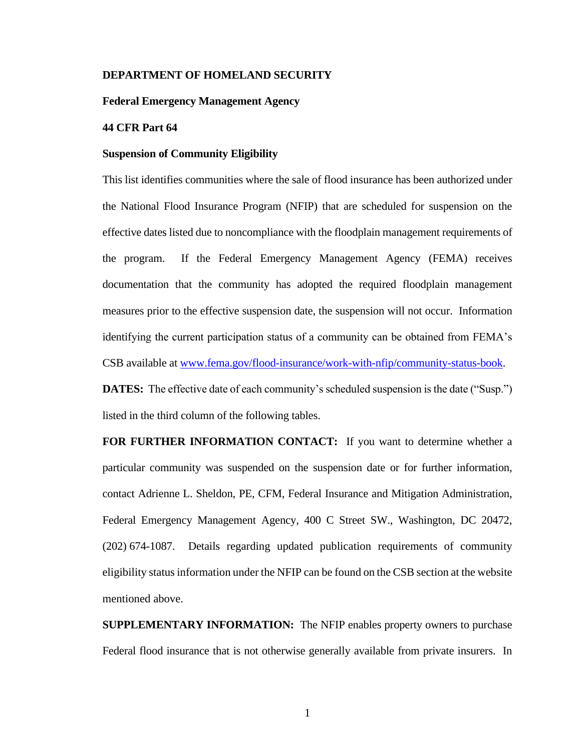**DEPARTMENT OF HOMELAND SECURITY**

**Federal Emergency Management Agency**

**44 CFR Part 64**

**Suspension of Community Eligibility**

This list identifies communities where the sale of flood insurance has been authorized under the National Flood Insurance Program (NFIP) that are scheduled for suspension on the effective dates listed due to noncompliance with the floodplain management requirements of the program. If the Federal Emergency Management Agency (FEMA) receives documentation that the community has adopted the required floodplain management measures prior to the effective suspension date, the suspension will not occur. Information identifying the current participation status of a community can be obtained from FEMA's CSB available at www.fema.gov/flood-insurance/work-with-nfip/community-status-book.

**DATES:** The effective date of each community's scheduled suspension is the date ("Susp.") listed in the third column of the following tables.

**FOR FURTHER INFORMATION CONTACT:** If you want to determine whether a particular community was suspended on the suspension date or for further information, contact Adrienne L. Sheldon, PE, CFM, Federal Insurance and Mitigation Administration, Federal Emergency Management Agency, 400 C Street SW., Washington, DC 20472, (202) 674-1087. Details regarding updated publication requirements of community eligibility status information under the NFIP can be found on the CSB section at the website mentioned above.

**SUPPLEMENTARY INFORMATION:** The NFIP enables property owners to purchase Federal flood insurance that is not otherwise generally available from private insurers. In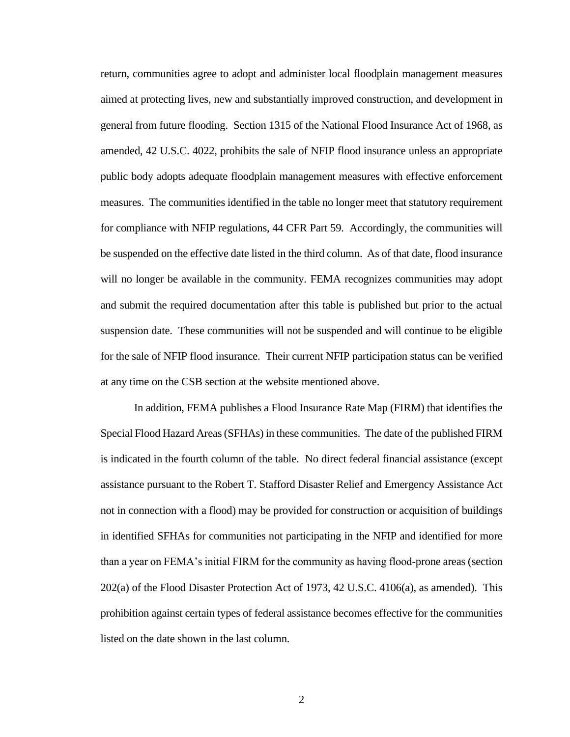return, communities agree to adopt and administer local floodplain management measures aimed at protecting lives, new and substantially improved construction, and development in general from future flooding. Section 1315 of the National Flood Insurance Act of 1968, as amended, 42 U.S.C. 4022, prohibits the sale of NFIP flood insurance unless an appropriate public body adopts adequate floodplain management measures with effective enforcement measures. The communities identified in the table no longer meet that statutory requirement for compliance with NFIP regulations, 44 CFR Part 59. Accordingly, the communities will be suspended on the effective date listed in the third column. As of that date, flood insurance will no longer be available in the community. FEMA recognizes communities may adopt and submit the required documentation after this table is published but prior to the actual suspension date. These communities will not be suspended and will continue to be eligible for the sale of NFIP flood insurance. Their current NFIP participation status can be verified at any time on the CSB section at the website mentioned above.

In addition, FEMA publishes a Flood Insurance Rate Map (FIRM) that identifies the Special Flood Hazard Areas (SFHAs) in these communities. The date of the published FIRM is indicated in the fourth column of the table. No direct federal financial assistance (except assistance pursuant to the Robert T. Stafford Disaster Relief and Emergency Assistance Act not in connection with a flood) may be provided for construction or acquisition of buildings in identified SFHAs for communities not participating in the NFIP and identified for more than a year on FEMA's initial FIRM for the community as having flood-prone areas (section 202(a) of the Flood Disaster Protection Act of 1973, 42 U.S.C. 4106(a), as amended). This prohibition against certain types of federal assistance becomes effective for the communities listed on the date shown in the last column.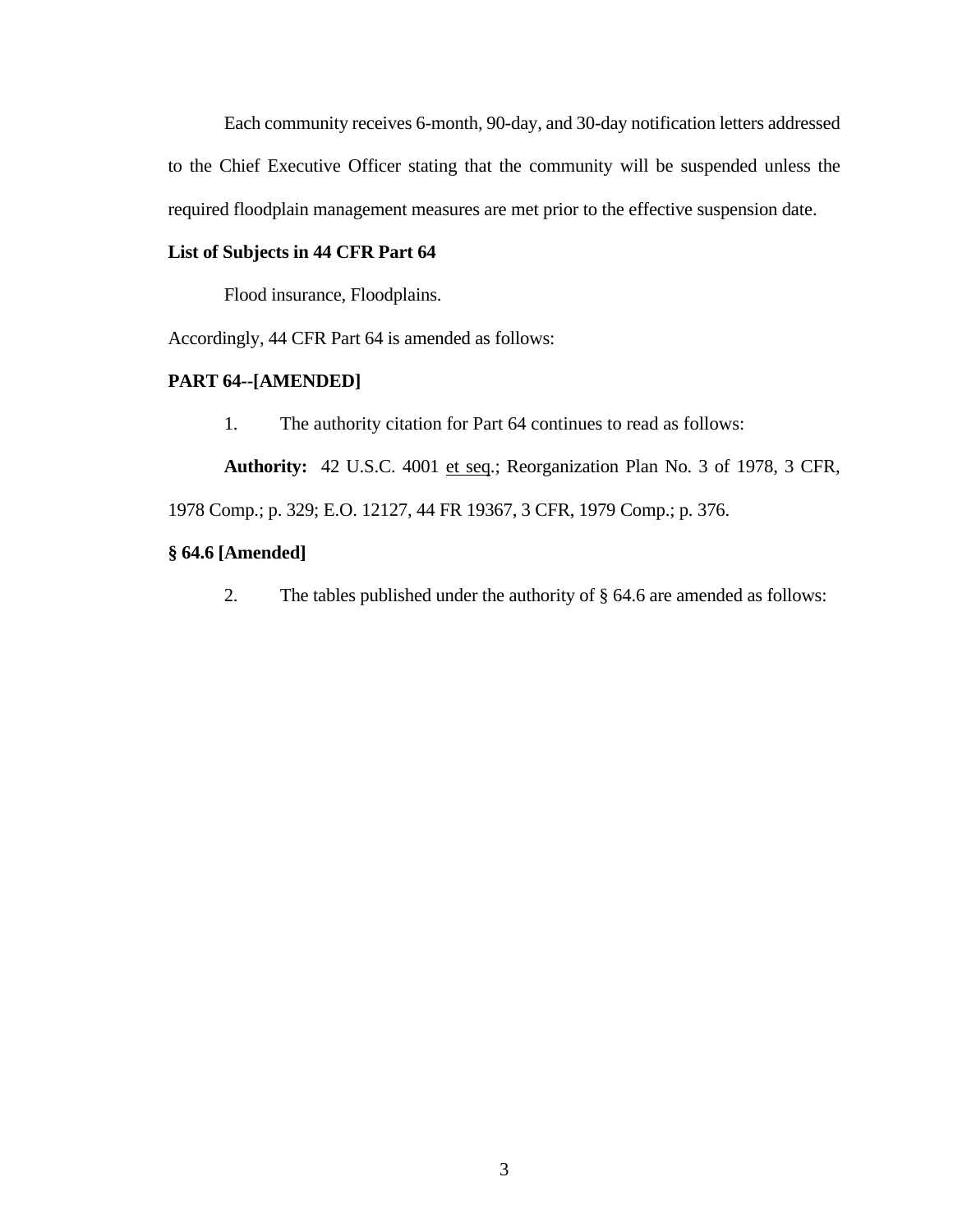Each community receives 6-month, 90-day, and 30-day notification letters addressed to the Chief Executive Officer stating that the community will be suspended unless the required floodplain management measures are met prior to the effective suspension date.

**List of Subjects in 44 CFR Part 64**

Flood insurance, Floodplains.

Accordingly, 44 CFR Part 64 is amended as follows:

**PART 64--[AMENDED]**

1. The authority citation for Part 64 continues to read as follows:

**Authority:** 42 U.S.C. 4001 et seq.; Reorganization Plan No. 3 of 1978, 3 CFR, 1978 Comp.; p. 329; E.O. 12127, 44 FR 19367, 3 CFR, 1979 Comp.; p. 376.

**§ 64.6 [Amended]**

2. The tables published under the authority of § 64.6 are amended as follows: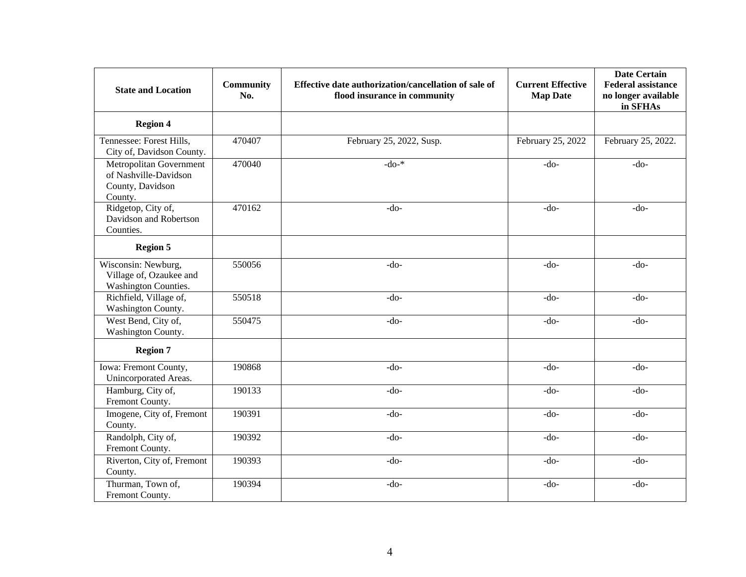| State and Location | Community No. | Effective date authorization/cancellation of sale of flood insurance in community | Current Effective Map Date | Date Certain Federal assistance no longer available in SFHAs |
|---|---|---|---|---|
| **Region 4** | | | | |
| Tennessee: Forest Hills, City of, Davidson County. | 470407 | February 25, 2022, Susp. | February 25, 2022 | February 25, 2022. |
| Metropolitan Government of Nashville-Davidson County, Davidson County. | 470040 | -do-* | -do- | -do- |
| Ridgetop, City of, Davidson and Robertson Counties. | 470162 | -do- | -do- | -do- |
| **Region 5** | | | | |
| Wisconsin: Newburg, Village of, Ozaukee and Washington Counties. | 550056 | -do- | -do- | -do- |
| Richfield, Village of, Washington County. | 550518 | -do- | -do- | -do- |
| West Bend, City of, Washington County. | 550475 | -do- | -do- | -do- |
| **Region 7** | | | | |
| Iowa: Fremont County, Unincorporated Areas. | 190868 | -do- | -do- | -do- |
| Hamburg, City of, Fremont County. | 190133 | -do- | -do- | -do- |
| Imogene, City of, Fremont County. | 190391 | -do- | -do- | -do- |
| Randolph, City of, Fremont County. | 190392 | -do- | -do- | -do- |
| Riverton, City of, Fremont County. | 190393 | -do- | -do- | -do- |
| Thurman, Town of, Fremont County. | 190394 | -do- | -do- | -do- |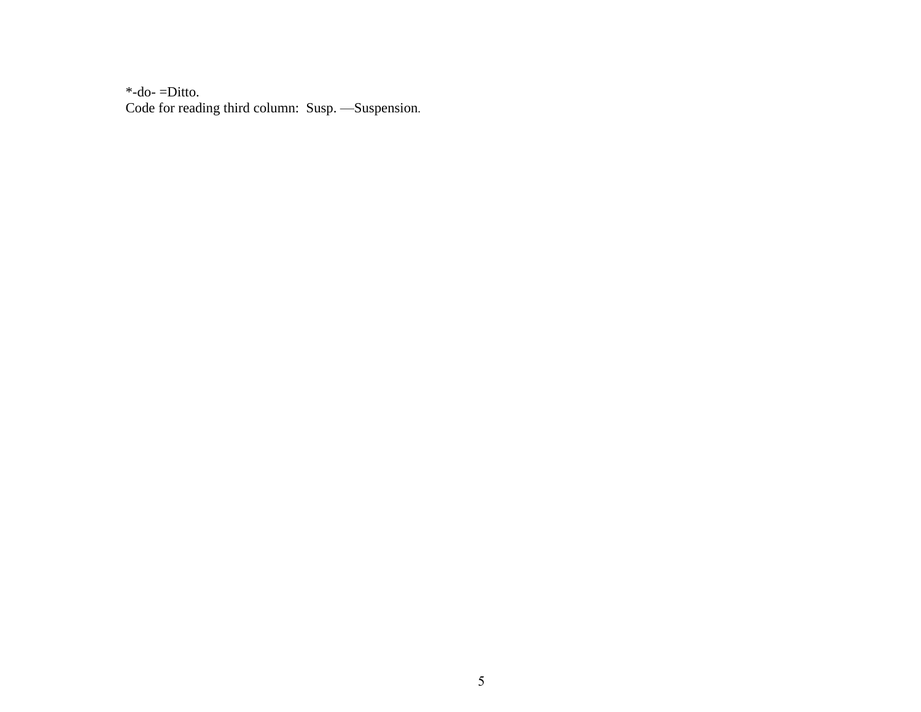*-do- =Ditto.

Code for reading third column: Susp. —Suspension.